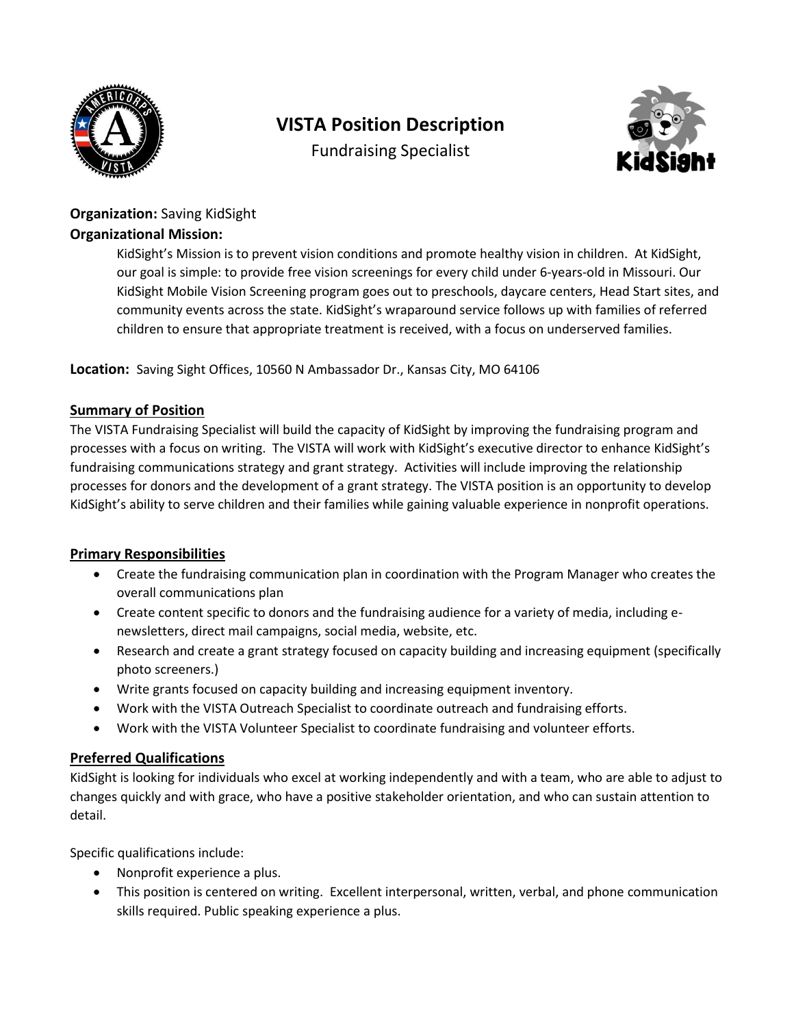# VISTA Position Description

Fundraising Specialist

**Organization:** Saving KidSight

**Organizational Mission:**

KidSight's Mission is to prevent vision conditions and promote healthy vision in children. At KidSight, our goal is simple: to provide free vision screenings for every child under 6-years-old in Missouri. Our KidSight Mobile Vision Screening program goes out to preschools, daycare centers, Head Start sites, and community events across the state. KidSight's wraparound service follows up with families of referred children to ensure that appropriate treatment is received, with a focus on underserved families.

**Location:** Saving Sight Offices, 10560 N Ambassador Dr., Kansas City, MO 64106

## Summary of Position

The VISTA Fundraising Specialist will build the capacity of KidSight by improving the fundraising program and processes with a focus on writing. The VISTA will work with KidSight's executive director to enhance KidSight's fundraising communications strategy and grant strategy. Activities will include improving the relationship processes for donors and the development of a grant strategy. The VISTA position is an opportunity to develop KidSight's ability to serve children and their families while gaining valuable experience in nonprofit operations.

## Primary Responsibilities

- Create the fundraising communication plan in coordination with the Program Manager who creates the overall communications plan
- Create content specific to donors and the fundraising audience for a variety of media, including e-newsletters, direct mail campaigns, social media, website, etc.
- Research and create a grant strategy focused on capacity building and increasing equipment (specifically photo screeners.)
- Write grants focused on capacity building and increasing equipment inventory.
- Work with the VISTA Outreach Specialist to coordinate outreach and fundraising efforts.
- Work with the VISTA Volunteer Specialist to coordinate fundraising and volunteer efforts.

## Preferred Qualifications

KidSight is looking for individuals who excel at working independently and with a team, who are able to adjust to changes quickly and with grace, who have a positive stakeholder orientation, and who can sustain attention to detail.

Specific qualifications include:

- Nonprofit experience a plus.
- This position is centered on writing. Excellent interpersonal, written, verbal, and phone communication skills required. Public speaking experience a plus.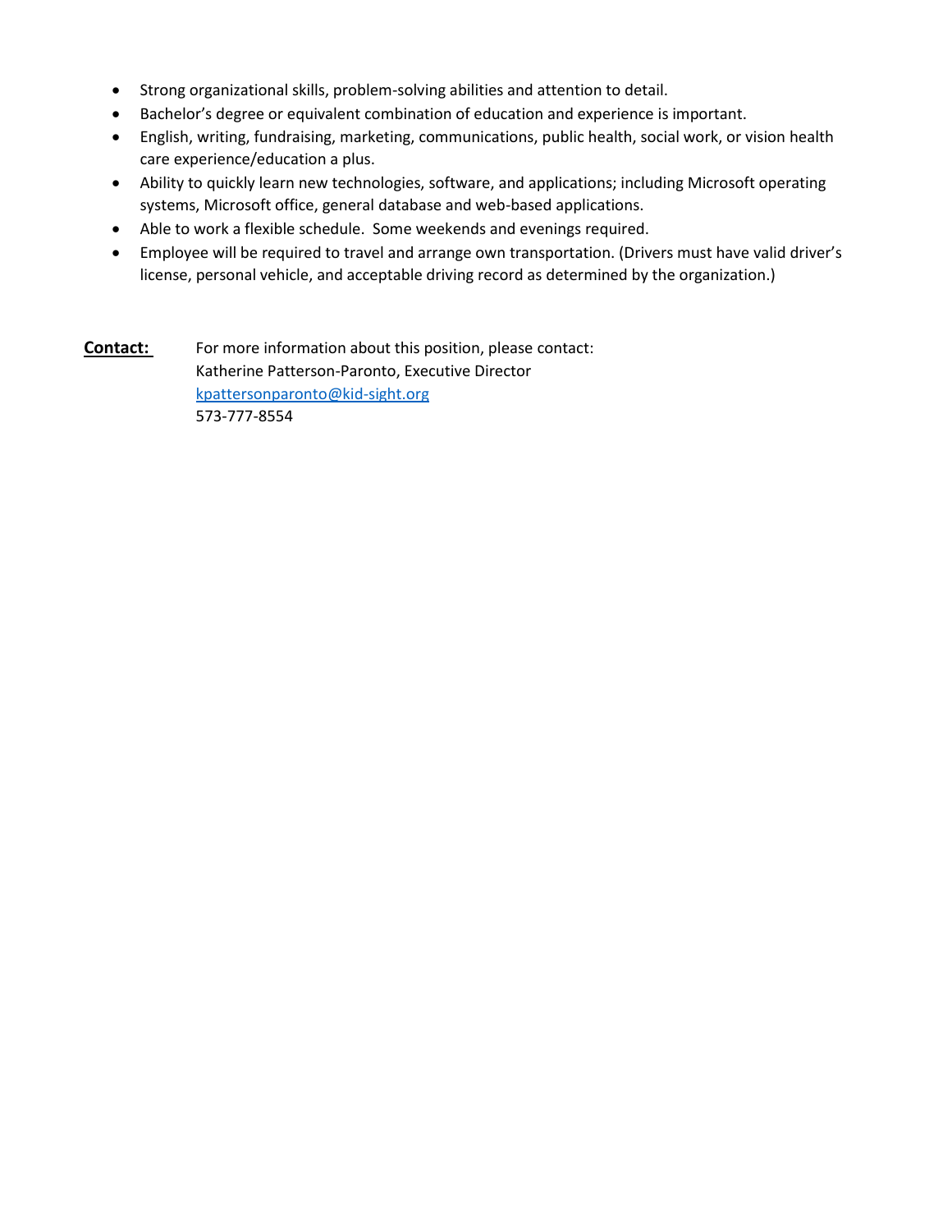- Strong organizational skills, problem-solving abilities and attention to detail.
- Bachelor's degree or equivalent combination of education and experience is important.
- English, writing, fundraising, marketing, communications, public health, social work, or vision health care experience/education a plus.
- Ability to quickly learn new technologies, software, and applications; including Microsoft operating systems, Microsoft office, general database and web-based applications.
- Able to work a flexible schedule. Some weekends and evenings required.
- Employee will be required to travel and arrange own transportation. (Drivers must have valid driver's license, personal vehicle, and acceptable driving record as determined by the organization.)

**Contact:** For more information about this position, please contact:
Katherine Patterson-Paronto, Executive Director
kpattersonparonto@kid-sight.org
573-777-8554